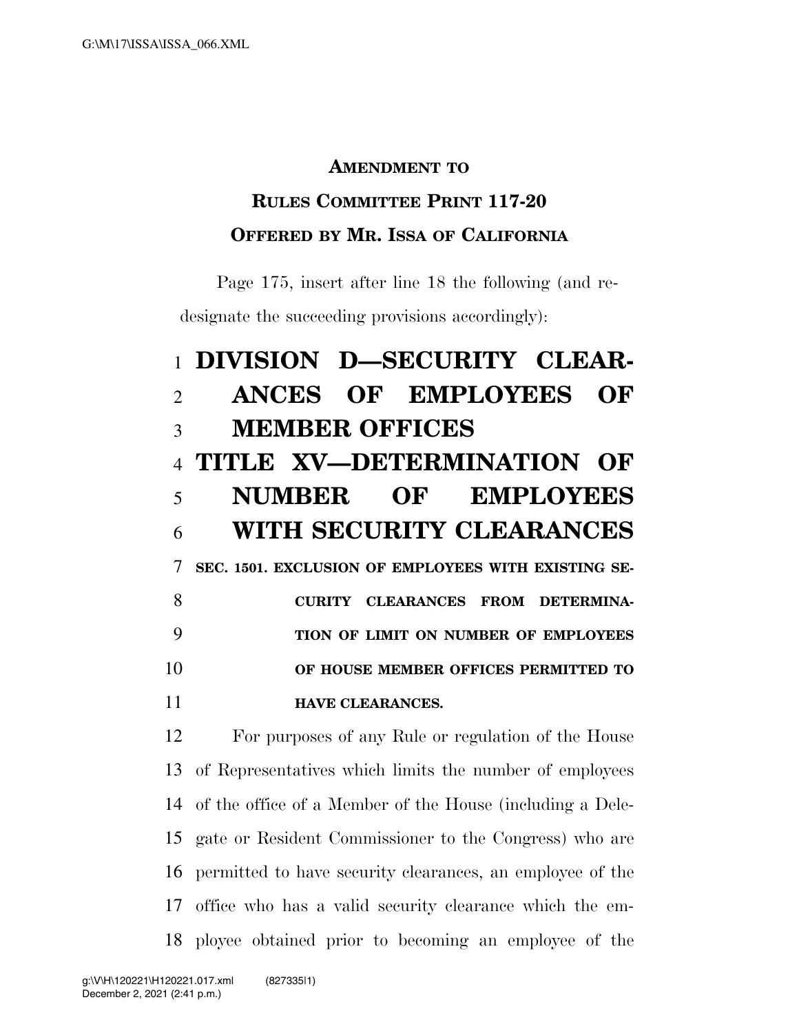**AMENDMENT TO**

**RULES COMMITTEE PRINT 117-20**

**OFFERED BY MR. ISSA OF CALIFORNIA**

Page 175, insert after line 18 the following (and redesignate the succeeding provisions accordingly):

# DIVISION D—SECURITY CLEARANCES OF EMPLOYEES OF MEMBER OFFICES

# TITLE XV—DETERMINATION OF NUMBER OF EMPLOYEES WITH SECURITY CLEARANCES

**SEC. 1501. EXCLUSION OF EMPLOYEES WITH EXISTING SECURITY CLEARANCES FROM DETERMINATION OF LIMIT ON NUMBER OF EMPLOYEES OF HOUSE MEMBER OFFICES PERMITTED TO HAVE CLEARANCES.**

For purposes of any Rule or regulation of the House of Representatives which limits the number of employees of the office of a Member of the House (including a Delegate or Resident Commissioner to the Congress) who are permitted to have security clearances, an employee of the office who has a valid security clearance which the employee obtained prior to becoming an employee of the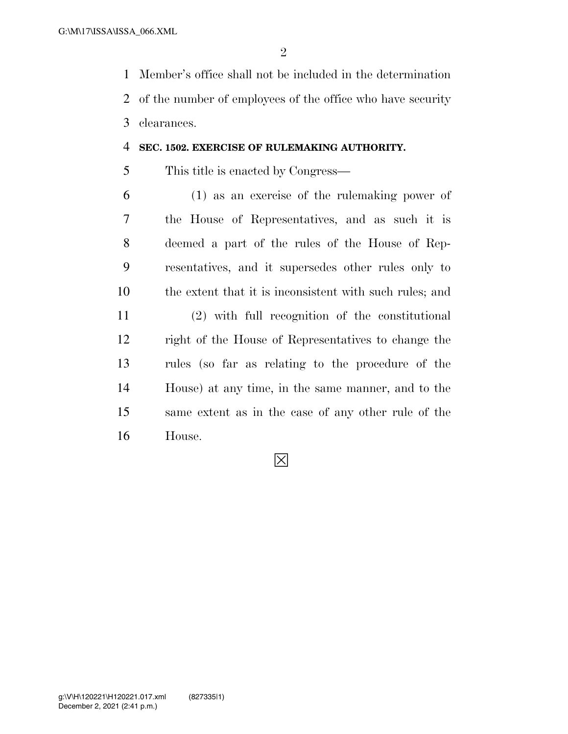Member's office shall not be included in the determination of the number of employees of the office who have security clearances.

### SEC. 1502. EXERCISE OF RULEMAKING AUTHORITY.

This title is enacted by Congress—

(1) as an exercise of the rulemaking power of the House of Representatives, and as such it is deemed a part of the rules of the House of Representatives, and it supersedes other rules only to the extent that it is inconsistent with such rules; and

(2) with full recognition of the constitutional right of the House of Representatives to change the rules (so far as relating to the procedure of the House) at any time, in the same manner, and to the same extent as in the case of any other rule of the House.